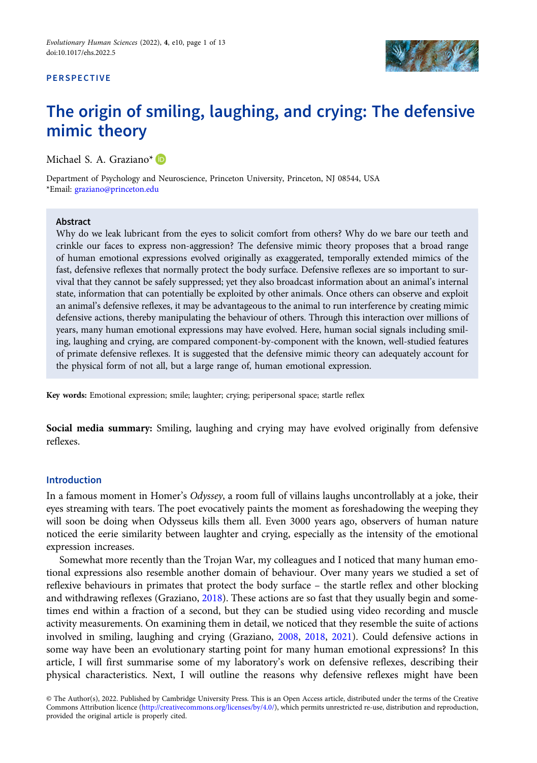PERSPECTIVE

# The origin of smiling, laughing, and crying: The defensive mimic theory

Michael S. A. Graziano*

Department of Psychology and Neuroscience, Princeton University, Princeton, NJ 08544, USA
*Email: graziano@princeton.edu

## Abstract

Why do we leak lubricant from the eyes to solicit comfort from others? Why do we bare our teeth and crinkle our faces to express non-aggression? The defensive mimic theory proposes that a broad range of human emotional expressions evolved originally as exaggerated, temporally extended mimics of the fast, defensive reflexes that normally protect the body surface. Defensive reflexes are so important to survival that they cannot be safely suppressed; yet they also broadcast information about an animal's internal state, information that can potentially be exploited by other animals. Once others can observe and exploit an animal's defensive reflexes, it may be advantageous to the animal to run interference by creating mimic defensive actions, thereby manipulating the behaviour of others. Through this interaction over millions of years, many human emotional expressions may have evolved. Here, human social signals including smiling, laughing and crying, are compared component-by-component with the known, well-studied features of primate defensive reflexes. It is suggested that the defensive mimic theory can adequately account for the physical form of not all, but a large range of, human emotional expression.

**Key words:** Emotional expression; smile; laughter; crying; peripersonal space; startle reflex

**Social media summary:** Smiling, laughing and crying may have evolved originally from defensive reflexes.

## Introduction

In a famous moment in Homer's *Odyssey*, a room full of villains laughs uncontrollably at a joke, their eyes streaming with tears. The poet evocatively paints the moment as foreshadowing the weeping they will soon be doing when Odysseus kills them all. Even 3000 years ago, observers of human nature noticed the eerie similarity between laughter and crying, especially as the intensity of the emotional expression increases.

Somewhat more recently than the Trojan War, my colleagues and I noticed that many human emotional expressions also resemble another domain of behaviour. Over many years we studied a set of reflexive behaviours in primates that protect the body surface – the startle reflex and other blocking and withdrawing reflexes (Graziano, 2018). These actions are so fast that they usually begin and sometimes end within a fraction of a second, but they can be studied using video recording and muscle activity measurements. On examining them in detail, we noticed that they resemble the suite of actions involved in smiling, laughing and crying (Graziano, 2008, 2018, 2021). Could defensive actions in some way have been an evolutionary starting point for many human emotional expressions? In this article, I will first summarise some of my laboratory's work on defensive reflexes, describing their physical characteristics. Next, I will outline the reasons why defensive reflexes might have been

© The Author(s), 2022. Published by Cambridge University Press. This is an Open Access article, distributed under the terms of the Creative Commons Attribution licence (http://creativecommons.org/licenses/by/4.0/), which permits unrestricted re-use, distribution and reproduction, provided the original article is properly cited.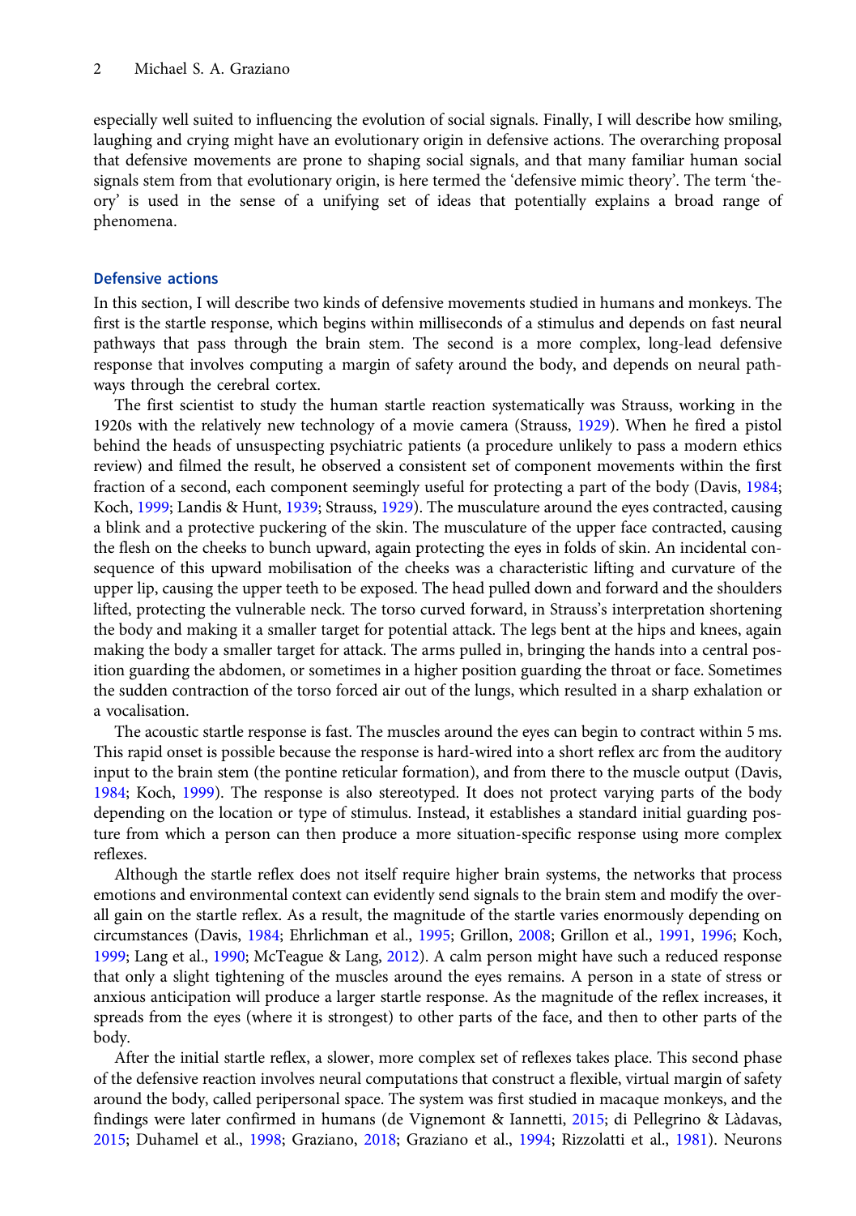especially well suited to influencing the evolution of social signals. Finally, I will describe how smiling, laughing and crying might have an evolutionary origin in defensive actions. The overarching proposal that defensive movements are prone to shaping social signals, and that many familiar human social signals stem from that evolutionary origin, is here termed the 'defensive mimic theory'. The term 'theory' is used in the sense of a unifying set of ideas that potentially explains a broad range of phenomena.

## Defensive actions

In this section, I will describe two kinds of defensive movements studied in humans and monkeys. The first is the startle response, which begins within milliseconds of a stimulus and depends on fast neural pathways that pass through the brain stem. The second is a more complex, long-lead defensive response that involves computing a margin of safety around the body, and depends on neural pathways through the cerebral cortex.

The first scientist to study the human startle reaction systematically was Strauss, working in the 1920s with the relatively new technology of a movie camera (Strauss, 1929). When he fired a pistol behind the heads of unsuspecting psychiatric patients (a procedure unlikely to pass a modern ethics review) and filmed the result, he observed a consistent set of component movements within the first fraction of a second, each component seemingly useful for protecting a part of the body (Davis, 1984; Koch, 1999; Landis & Hunt, 1939; Strauss, 1929). The musculature around the eyes contracted, causing a blink and a protective puckering of the skin. The musculature of the upper face contracted, causing the flesh on the cheeks to bunch upward, again protecting the eyes in folds of skin. An incidental consequence of this upward mobilisation of the cheeks was a characteristic lifting and curvature of the upper lip, causing the upper teeth to be exposed. The head pulled down and forward and the shoulders lifted, protecting the vulnerable neck. The torso curved forward, in Strauss's interpretation shortening the body and making it a smaller target for potential attack. The legs bent at the hips and knees, again making the body a smaller target for attack. The arms pulled in, bringing the hands into a central position guarding the abdomen, or sometimes in a higher position guarding the throat or face. Sometimes the sudden contraction of the torso forced air out of the lungs, which resulted in a sharp exhalation or a vocalisation.

The acoustic startle response is fast. The muscles around the eyes can begin to contract within 5 ms. This rapid onset is possible because the response is hard-wired into a short reflex arc from the auditory input to the brain stem (the pontine reticular formation), and from there to the muscle output (Davis, 1984; Koch, 1999). The response is also stereotyped. It does not protect varying parts of the body depending on the location or type of stimulus. Instead, it establishes a standard initial guarding posture from which a person can then produce a more situation-specific response using more complex reflexes.

Although the startle reflex does not itself require higher brain systems, the networks that process emotions and environmental context can evidently send signals to the brain stem and modify the overall gain on the startle reflex. As a result, the magnitude of the startle varies enormously depending on circumstances (Davis, 1984; Ehrlichman et al., 1995; Grillon, 2008; Grillon et al., 1991, 1996; Koch, 1999; Lang et al., 1990; McTeague & Lang, 2012). A calm person might have such a reduced response that only a slight tightening of the muscles around the eyes remains. A person in a state of stress or anxious anticipation will produce a larger startle response. As the magnitude of the reflex increases, it spreads from the eyes (where it is strongest) to other parts of the face, and then to other parts of the body.

After the initial startle reflex, a slower, more complex set of reflexes takes place. This second phase of the defensive reaction involves neural computations that construct a flexible, virtual margin of safety around the body, called peripersonal space. The system was first studied in macaque monkeys, and the findings were later confirmed in humans (de Vignemont & Iannetti, 2015; di Pellegrino & Làdavas, 2015; Duhamel et al., 1998; Graziano, 2018; Graziano et al., 1994; Rizzolatti et al., 1981). Neurons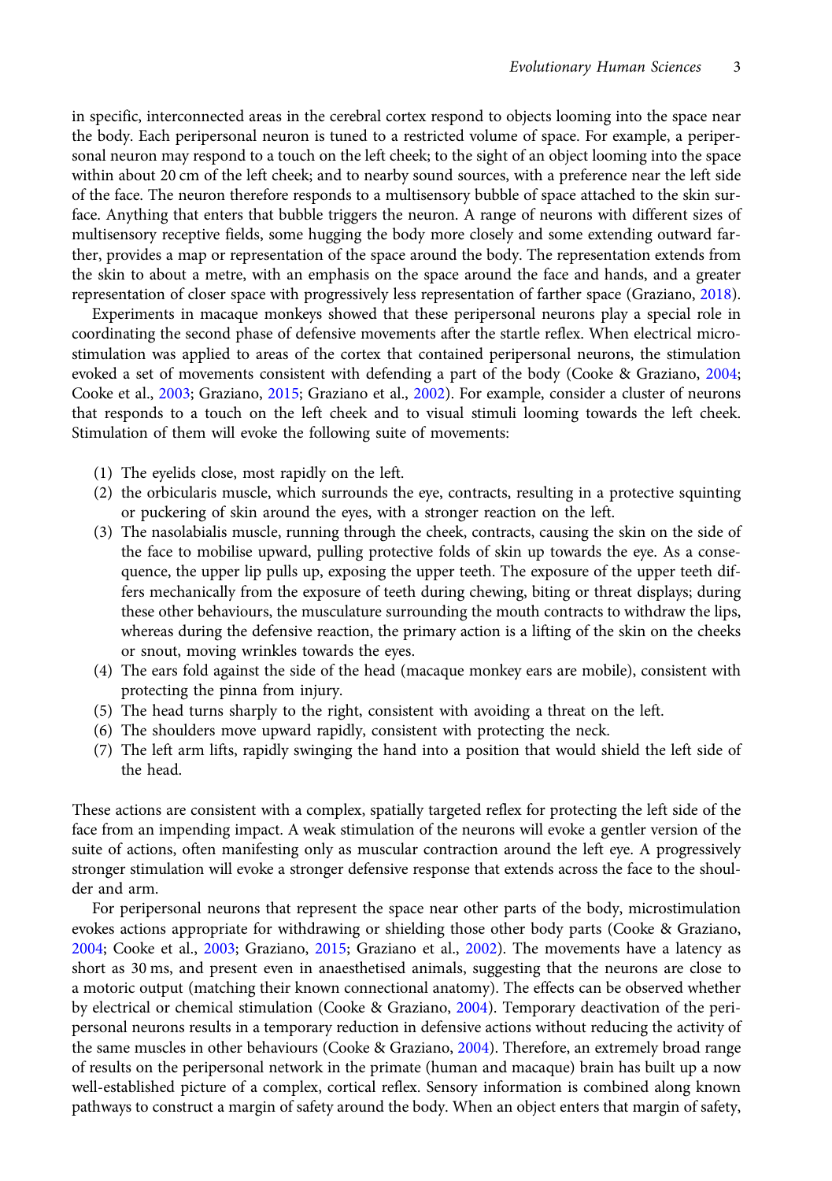in specific, interconnected areas in the cerebral cortex respond to objects looming into the space near the body. Each peripersonal neuron is tuned to a restricted volume of space. For example, a peripersonal neuron may respond to a touch on the left cheek; to the sight of an object looming into the space within about 20 cm of the left cheek; and to nearby sound sources, with a preference near the left side of the face. The neuron therefore responds to a multisensory bubble of space attached to the skin surface. Anything that enters that bubble triggers the neuron. A range of neurons with different sizes of multisensory receptive fields, some hugging the body more closely and some extending outward farther, provides a map or representation of the space around the body. The representation extends from the skin to about a metre, with an emphasis on the space around the face and hands, and a greater representation of closer space with progressively less representation of farther space (Graziano, 2018).

Experiments in macaque monkeys showed that these peripersonal neurons play a special role in coordinating the second phase of defensive movements after the startle reflex. When electrical microstimulation was applied to areas of the cortex that contained peripersonal neurons, the stimulation evoked a set of movements consistent with defending a part of the body (Cooke & Graziano, 2004; Cooke et al., 2003; Graziano, 2015; Graziano et al., 2002). For example, consider a cluster of neurons that responds to a touch on the left cheek and to visual stimuli looming towards the left cheek. Stimulation of them will evoke the following suite of movements:

1. The eyelids close, most rapidly on the left.
2. the orbicularis muscle, which surrounds the eye, contracts, resulting in a protective squinting or puckering of skin around the eyes, with a stronger reaction on the left.
3. The nasolabialis muscle, running through the cheek, contracts, causing the skin on the side of the face to mobilise upward, pulling protective folds of skin up towards the eye. As a consequence, the upper lip pulls up, exposing the upper teeth. The exposure of the upper teeth differs mechanically from the exposure of teeth during chewing, biting or threat displays; during these other behaviours, the musculature surrounding the mouth contracts to withdraw the lips, whereas during the defensive reaction, the primary action is a lifting of the skin on the cheeks or snout, moving wrinkles towards the eyes.
4. The ears fold against the side of the head (macaque monkey ears are mobile), consistent with protecting the pinna from injury.
5. The head turns sharply to the right, consistent with avoiding a threat on the left.
6. The shoulders move upward rapidly, consistent with protecting the neck.
7. The left arm lifts, rapidly swinging the hand into a position that would shield the left side of the head.

These actions are consistent with a complex, spatially targeted reflex for protecting the left side of the face from an impending impact. A weak stimulation of the neurons will evoke a gentler version of the suite of actions, often manifesting only as muscular contraction around the left eye. A progressively stronger stimulation will evoke a stronger defensive response that extends across the face to the shoulder and arm.

For peripersonal neurons that represent the space near other parts of the body, microstimulation evokes actions appropriate for withdrawing or shielding those other body parts (Cooke & Graziano, 2004; Cooke et al., 2003; Graziano, 2015; Graziano et al., 2002). The movements have a latency as short as 30 ms, and present even in anaesthetised animals, suggesting that the neurons are close to a motoric output (matching their known connectional anatomy). The effects can be observed whether by electrical or chemical stimulation (Cooke & Graziano, 2004). Temporary deactivation of the peripersonal neurons results in a temporary reduction in defensive actions without reducing the activity of the same muscles in other behaviours (Cooke & Graziano, 2004). Therefore, an extremely broad range of results on the peripersonal network in the primate (human and macaque) brain has built up a now well-established picture of a complex, cortical reflex. Sensory information is combined along known pathways to construct a margin of safety around the body. When an object enters that margin of safety,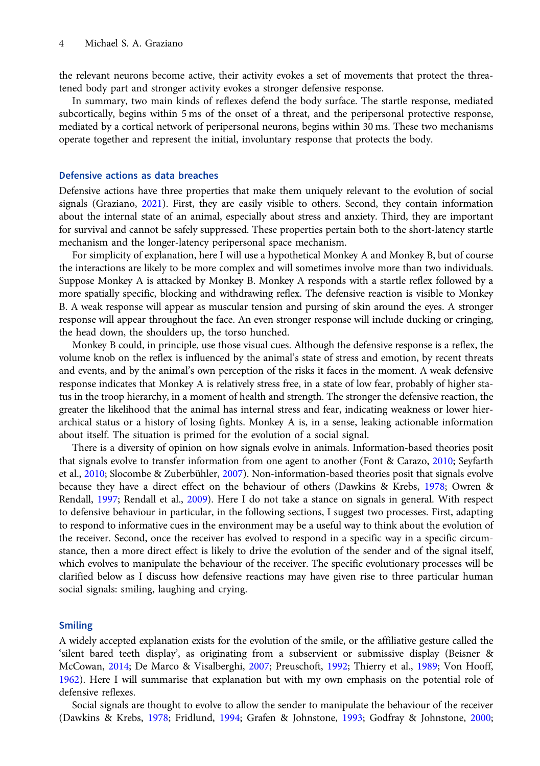the relevant neurons become active, their activity evokes a set of movements that protect the threatened body part and stronger activity evokes a stronger defensive response.

In summary, two main kinds of reflexes defend the body surface. The startle response, mediated subcortically, begins within 5 ms of the onset of a threat, and the peripersonal protective response, mediated by a cortical network of peripersonal neurons, begins within 30 ms. These two mechanisms operate together and represent the initial, involuntary response that protects the body.

## Defensive actions as data breaches

Defensive actions have three properties that make them uniquely relevant to the evolution of social signals (Graziano, 2021). First, they are easily visible to others. Second, they contain information about the internal state of an animal, especially about stress and anxiety. Third, they are important for survival and cannot be safely suppressed. These properties pertain both to the short-latency startle mechanism and the longer-latency peripersonal space mechanism.

For simplicity of explanation, here I will use a hypothetical Monkey A and Monkey B, but of course the interactions are likely to be more complex and will sometimes involve more than two individuals. Suppose Monkey A is attacked by Monkey B. Monkey A responds with a startle reflex followed by a more spatially specific, blocking and withdrawing reflex. The defensive reaction is visible to Monkey B. A weak response will appear as muscular tension and pursing of skin around the eyes. A stronger response will appear throughout the face. An even stronger response will include ducking or cringing, the head down, the shoulders up, the torso hunched.

Monkey B could, in principle, use those visual cues. Although the defensive response is a reflex, the volume knob on the reflex is influenced by the animal's state of stress and emotion, by recent threats and events, and by the animal's own perception of the risks it faces in the moment. A weak defensive response indicates that Monkey A is relatively stress free, in a state of low fear, probably of higher status in the troop hierarchy, in a moment of health and strength. The stronger the defensive reaction, the greater the likelihood that the animal has internal stress and fear, indicating weakness or lower hierarchical status or a history of losing fights. Monkey A is, in a sense, leaking actionable information about itself. The situation is primed for the evolution of a social signal.

There is a diversity of opinion on how signals evolve in animals. Information-based theories posit that signals evolve to transfer information from one agent to another (Font & Carazo, 2010; Seyfarth et al., 2010; Slocombe & Zuberbühler, 2007). Non-information-based theories posit that signals evolve because they have a direct effect on the behaviour of others (Dawkins & Krebs, 1978; Owren & Rendall, 1997; Rendall et al., 2009). Here I do not take a stance on signals in general. With respect to defensive behaviour in particular, in the following sections, I suggest two processes. First, adapting to respond to informative cues in the environment may be a useful way to think about the evolution of the receiver. Second, once the receiver has evolved to respond in a specific way in a specific circumstance, then a more direct effect is likely to drive the evolution of the sender and of the signal itself, which evolves to manipulate the behaviour of the receiver. The specific evolutionary processes will be clarified below as I discuss how defensive reactions may have given rise to three particular human social signals: smiling, laughing and crying.

## Smiling

A widely accepted explanation exists for the evolution of the smile, or the affiliative gesture called the 'silent bared teeth display', as originating from a subservient or submissive display (Beisner & McCowan, 2014; De Marco & Visalberghi, 2007; Preuschoft, 1992; Thierry et al., 1989; Von Hooff, 1962). Here I will summarise that explanation but with my own emphasis on the potential role of defensive reflexes.

Social signals are thought to evolve to allow the sender to manipulate the behaviour of the receiver (Dawkins & Krebs, 1978; Fridlund, 1994; Grafen & Johnstone, 1993; Godfray & Johnstone, 2000;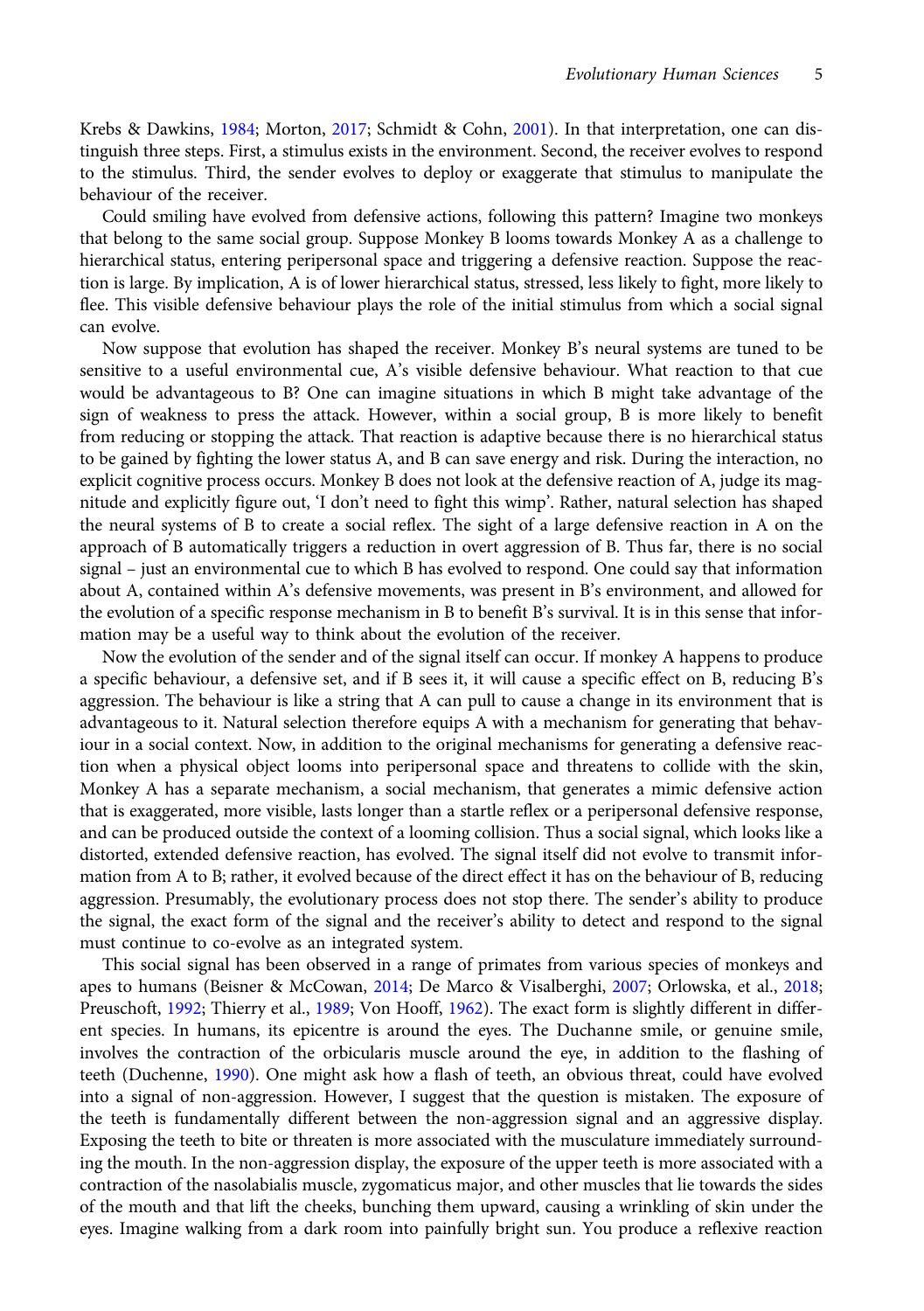Krebs & Dawkins, 1984; Morton, 2017; Schmidt & Cohn, 2001). In that interpretation, one can distinguish three steps. First, a stimulus exists in the environment. Second, the receiver evolves to respond to the stimulus. Third, the sender evolves to deploy or exaggerate that stimulus to manipulate the behaviour of the receiver.

Could smiling have evolved from defensive actions, following this pattern? Imagine two monkeys that belong to the same social group. Suppose Monkey B looms towards Monkey A as a challenge to hierarchical status, entering peripersonal space and triggering a defensive reaction. Suppose the reaction is large. By implication, A is of lower hierarchical status, stressed, less likely to fight, more likely to flee. This visible defensive behaviour plays the role of the initial stimulus from which a social signal can evolve.

Now suppose that evolution has shaped the receiver. Monkey B's neural systems are tuned to be sensitive to a useful environmental cue, A's visible defensive behaviour. What reaction to that cue would be advantageous to B? One can imagine situations in which B might take advantage of the sign of weakness to press the attack. However, within a social group, B is more likely to benefit from reducing or stopping the attack. That reaction is adaptive because there is no hierarchical status to be gained by fighting the lower status A, and B can save energy and risk. During the interaction, no explicit cognitive process occurs. Monkey B does not look at the defensive reaction of A, judge its magnitude and explicitly figure out, 'I don't need to fight this wimp'. Rather, natural selection has shaped the neural systems of B to create a social reflex. The sight of a large defensive reaction in A on the approach of B automatically triggers a reduction in overt aggression of B. Thus far, there is no social signal – just an environmental cue to which B has evolved to respond. One could say that information about A, contained within A's defensive movements, was present in B's environment, and allowed for the evolution of a specific response mechanism in B to benefit B's survival. It is in this sense that information may be a useful way to think about the evolution of the receiver.

Now the evolution of the sender and of the signal itself can occur. If monkey A happens to produce a specific behaviour, a defensive set, and if B sees it, it will cause a specific effect on B, reducing B's aggression. The behaviour is like a string that A can pull to cause a change in its environment that is advantageous to it. Natural selection therefore equips A with a mechanism for generating that behaviour in a social context. Now, in addition to the original mechanisms for generating a defensive reaction when a physical object looms into peripersonal space and threatens to collide with the skin, Monkey A has a separate mechanism, a social mechanism, that generates a mimic defensive action that is exaggerated, more visible, lasts longer than a startle reflex or a peripersonal defensive response, and can be produced outside the context of a looming collision. Thus a social signal, which looks like a distorted, extended defensive reaction, has evolved. The signal itself did not evolve to transmit information from A to B; rather, it evolved because of the direct effect it has on the behaviour of B, reducing aggression. Presumably, the evolutionary process does not stop there. The sender's ability to produce the signal, the exact form of the signal and the receiver's ability to detect and respond to the signal must continue to co-evolve as an integrated system.

This social signal has been observed in a range of primates from various species of monkeys and apes to humans (Beisner & McCowan, 2014; De Marco & Visalberghi, 2007; Orlowska, et al., 2018; Preuschoft, 1992; Thierry et al., 1989; Von Hooff, 1962). The exact form is slightly different in different species. In humans, its epicentre is around the eyes. The Duchanne smile, or genuine smile, involves the contraction of the orbicularis muscle around the eye, in addition to the flashing of teeth (Duchenne, 1990). One might ask how a flash of teeth, an obvious threat, could have evolved into a signal of non-aggression. However, I suggest that the question is mistaken. The exposure of the teeth is fundamentally different between the non-aggression signal and an aggressive display. Exposing the teeth to bite or threaten is more associated with the musculature immediately surrounding the mouth. In the non-aggression display, the exposure of the upper teeth is more associated with a contraction of the nasolabialis muscle, zygomaticus major, and other muscles that lie towards the sides of the mouth and that lift the cheeks, bunching them upward, causing a wrinkling of skin under the eyes. Imagine walking from a dark room into painfully bright sun. You produce a reflexive reaction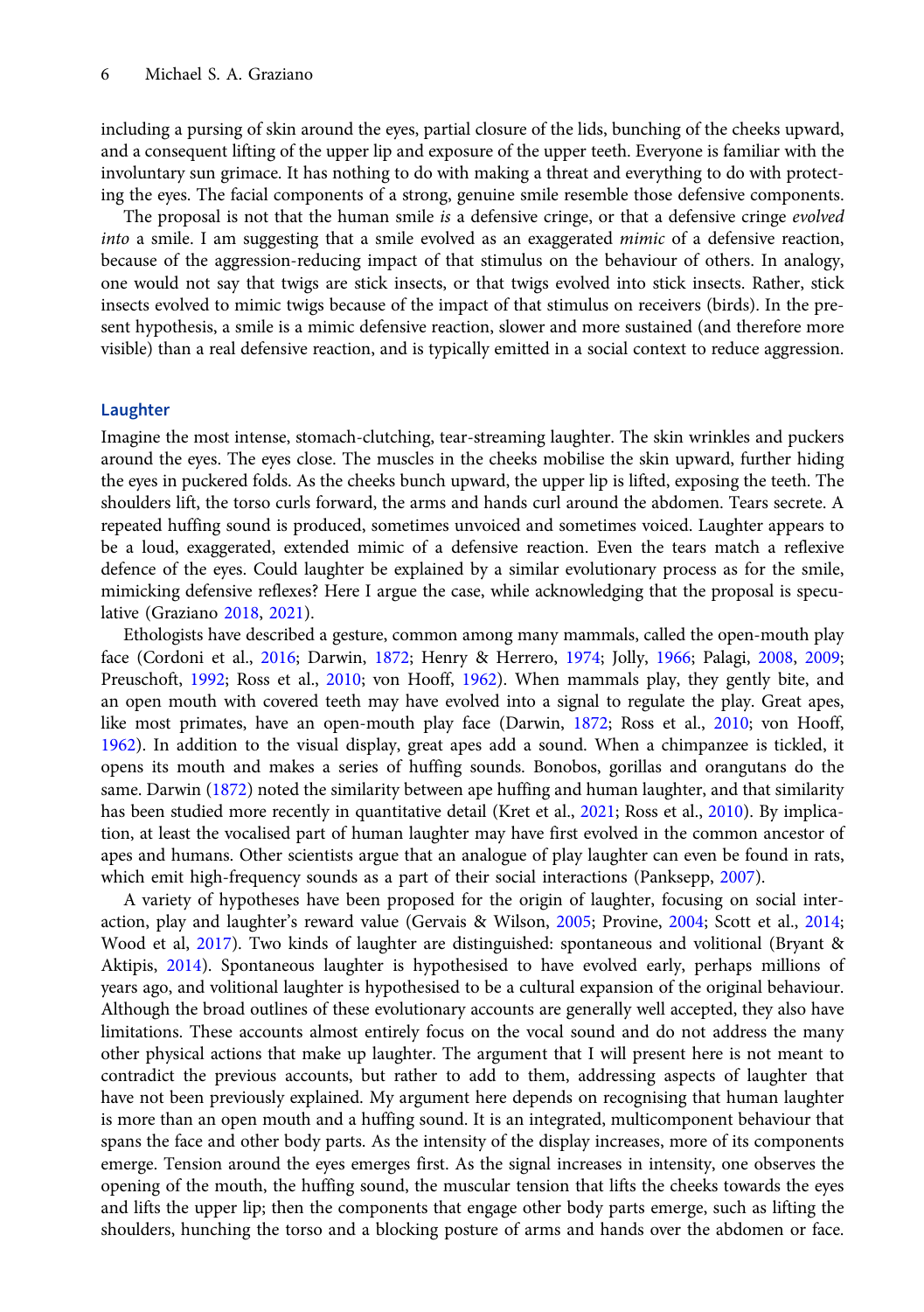including a pursing of skin around the eyes, partial closure of the lids, bunching of the cheeks upward, and a consequent lifting of the upper lip and exposure of the upper teeth. Everyone is familiar with the involuntary sun grimace. It has nothing to do with making a threat and everything to do with protecting the eyes. The facial components of a strong, genuine smile resemble those defensive components.

The proposal is not that the human smile *is* a defensive cringe, or that a defensive cringe *evolved into* a smile. I am suggesting that a smile evolved as an exaggerated *mimic* of a defensive reaction, because of the aggression-reducing impact of that stimulus on the behaviour of others. In analogy, one would not say that twigs are stick insects, or that twigs evolved into stick insects. Rather, stick insects evolved to mimic twigs because of the impact of that stimulus on receivers (birds). In the present hypothesis, a smile is a mimic defensive reaction, slower and more sustained (and therefore more visible) than a real defensive reaction, and is typically emitted in a social context to reduce aggression.

## Laughter

Imagine the most intense, stomach-clutching, tear-streaming laughter. The skin wrinkles and puckers around the eyes. The eyes close. The muscles in the cheeks mobilise the skin upward, further hiding the eyes in puckered folds. As the cheeks bunch upward, the upper lip is lifted, exposing the teeth. The shoulders lift, the torso curls forward, the arms and hands curl around the abdomen. Tears secrete. A repeated huffing sound is produced, sometimes unvoiced and sometimes voiced. Laughter appears to be a loud, exaggerated, extended mimic of a defensive reaction. Even the tears match a reflexive defence of the eyes. Could laughter be explained by a similar evolutionary process as for the smile, mimicking defensive reflexes? Here I argue the case, while acknowledging that the proposal is speculative (Graziano 2018, 2021).

Ethologists have described a gesture, common among many mammals, called the open-mouth play face (Cordoni et al., 2016; Darwin, 1872; Henry & Herrero, 1974; Jolly, 1966; Palagi, 2008, 2009; Preuschoft, 1992; Ross et al., 2010; von Hooff, 1962). When mammals play, they gently bite, and an open mouth with covered teeth may have evolved into a signal to regulate the play. Great apes, like most primates, have an open-mouth play face (Darwin, 1872; Ross et al., 2010; von Hooff, 1962). In addition to the visual display, great apes add a sound. When a chimpanzee is tickled, it opens its mouth and makes a series of huffing sounds. Bonobos, gorillas and orangutans do the same. Darwin (1872) noted the similarity between ape huffing and human laughter, and that similarity has been studied more recently in quantitative detail (Kret et al., 2021; Ross et al., 2010). By implication, at least the vocalised part of human laughter may have first evolved in the common ancestor of apes and humans. Other scientists argue that an analogue of play laughter can even be found in rats, which emit high-frequency sounds as a part of their social interactions (Panksepp, 2007).

A variety of hypotheses have been proposed for the origin of laughter, focusing on social interaction, play and laughter's reward value (Gervais & Wilson, 2005; Provine, 2004; Scott et al., 2014; Wood et al, 2017). Two kinds of laughter are distinguished: spontaneous and volitional (Bryant & Aktipis, 2014). Spontaneous laughter is hypothesised to have evolved early, perhaps millions of years ago, and volitional laughter is hypothesised to be a cultural expansion of the original behaviour. Although the broad outlines of these evolutionary accounts are generally well accepted, they also have limitations. These accounts almost entirely focus on the vocal sound and do not address the many other physical actions that make up laughter. The argument that I will present here is not meant to contradict the previous accounts, but rather to add to them, addressing aspects of laughter that have not been previously explained. My argument here depends on recognising that human laughter is more than an open mouth and a huffing sound. It is an integrated, multicomponent behaviour that spans the face and other body parts. As the intensity of the display increases, more of its components emerge. Tension around the eyes emerges first. As the signal increases in intensity, one observes the opening of the mouth, the huffing sound, the muscular tension that lifts the cheeks towards the eyes and lifts the upper lip; then the components that engage other body parts emerge, such as lifting the shoulders, hunching the torso and a blocking posture of arms and hands over the abdomen or face.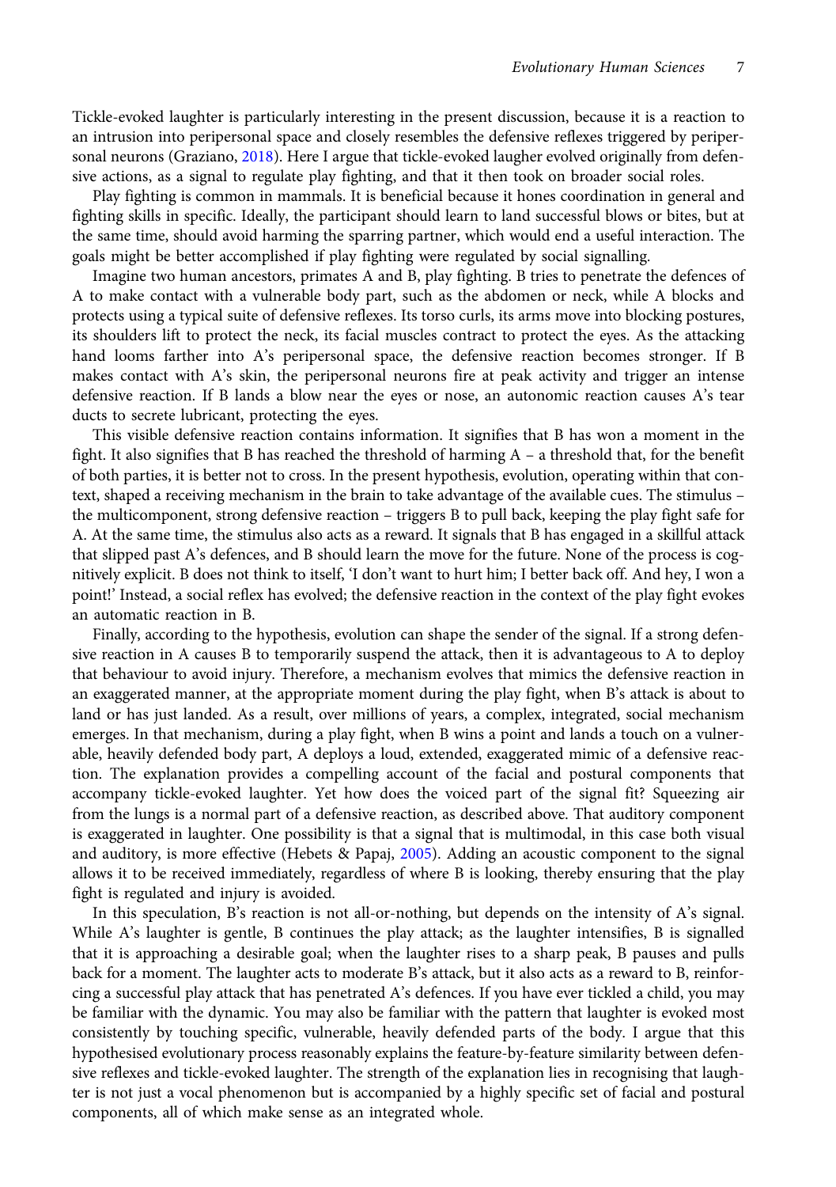Tickle-evoked laughter is particularly interesting in the present discussion, because it is a reaction to an intrusion into peripersonal space and closely resembles the defensive reflexes triggered by peripersonal neurons (Graziano, 2018). Here I argue that tickle-evoked laugher evolved originally from defensive actions, as a signal to regulate play fighting, and that it then took on broader social roles.

Play fighting is common in mammals. It is beneficial because it hones coordination in general and fighting skills in specific. Ideally, the participant should learn to land successful blows or bites, but at the same time, should avoid harming the sparring partner, which would end a useful interaction. The goals might be better accomplished if play fighting were regulated by social signalling.

Imagine two human ancestors, primates A and B, play fighting. B tries to penetrate the defences of A to make contact with a vulnerable body part, such as the abdomen or neck, while A blocks and protects using a typical suite of defensive reflexes. Its torso curls, its arms move into blocking postures, its shoulders lift to protect the neck, its facial muscles contract to protect the eyes. As the attacking hand looms farther into A's peripersonal space, the defensive reaction becomes stronger. If B makes contact with A's skin, the peripersonal neurons fire at peak activity and trigger an intense defensive reaction. If B lands a blow near the eyes or nose, an autonomic reaction causes A's tear ducts to secrete lubricant, protecting the eyes.

This visible defensive reaction contains information. It signifies that B has won a moment in the fight. It also signifies that B has reached the threshold of harming A – a threshold that, for the benefit of both parties, it is better not to cross. In the present hypothesis, evolution, operating within that context, shaped a receiving mechanism in the brain to take advantage of the available cues. The stimulus – the multicomponent, strong defensive reaction – triggers B to pull back, keeping the play fight safe for A. At the same time, the stimulus also acts as a reward. It signals that B has engaged in a skillful attack that slipped past A's defences, and B should learn the move for the future. None of the process is cognitively explicit. B does not think to itself, 'I don't want to hurt him; I better back off. And hey, I won a point!' Instead, a social reflex has evolved; the defensive reaction in the context of the play fight evokes an automatic reaction in B.

Finally, according to the hypothesis, evolution can shape the sender of the signal. If a strong defensive reaction in A causes B to temporarily suspend the attack, then it is advantageous to A to deploy that behaviour to avoid injury. Therefore, a mechanism evolves that mimics the defensive reaction in an exaggerated manner, at the appropriate moment during the play fight, when B's attack is about to land or has just landed. As a result, over millions of years, a complex, integrated, social mechanism emerges. In that mechanism, during a play fight, when B wins a point and lands a touch on a vulnerable, heavily defended body part, A deploys a loud, extended, exaggerated mimic of a defensive reaction. The explanation provides a compelling account of the facial and postural components that accompany tickle-evoked laughter. Yet how does the voiced part of the signal fit? Squeezing air from the lungs is a normal part of a defensive reaction, as described above. That auditory component is exaggerated in laughter. One possibility is that a signal that is multimodal, in this case both visual and auditory, is more effective (Hebets & Papaj, 2005). Adding an acoustic component to the signal allows it to be received immediately, regardless of where B is looking, thereby ensuring that the play fight is regulated and injury is avoided.

In this speculation, B's reaction is not all-or-nothing, but depends on the intensity of A's signal. While A's laughter is gentle, B continues the play attack; as the laughter intensifies, B is signalled that it is approaching a desirable goal; when the laughter rises to a sharp peak, B pauses and pulls back for a moment. The laughter acts to moderate B's attack, but it also acts as a reward to B, reinforcing a successful play attack that has penetrated A's defences. If you have ever tickled a child, you may be familiar with the dynamic. You may also be familiar with the pattern that laughter is evoked most consistently by touching specific, vulnerable, heavily defended parts of the body. I argue that this hypothesised evolutionary process reasonably explains the feature-by-feature similarity between defensive reflexes and tickle-evoked laughter. The strength of the explanation lies in recognising that laughter is not just a vocal phenomenon but is accompanied by a highly specific set of facial and postural components, all of which make sense as an integrated whole.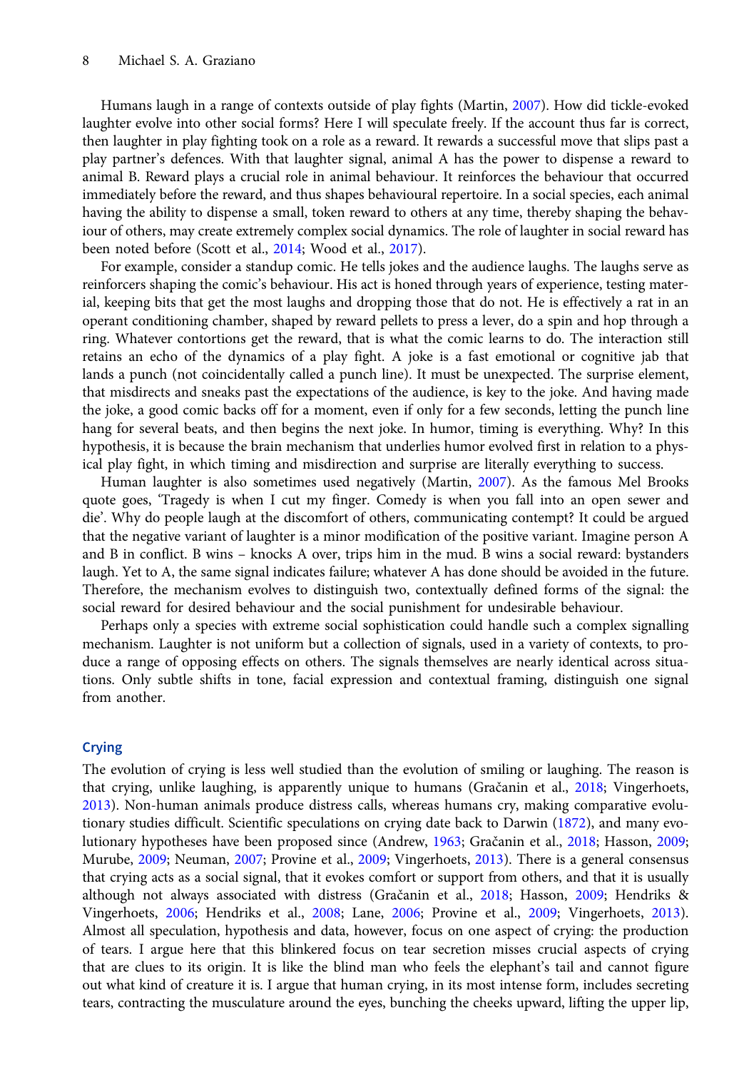Humans laugh in a range of contexts outside of play fights (Martin, 2007). How did tickle-evoked laughter evolve into other social forms? Here I will speculate freely. If the account thus far is correct, then laughter in play fighting took on a role as a reward. It rewards a successful move that slips past a play partner's defences. With that laughter signal, animal A has the power to dispense a reward to animal B. Reward plays a crucial role in animal behaviour. It reinforces the behaviour that occurred immediately before the reward, and thus shapes behavioural repertoire. In a social species, each animal having the ability to dispense a small, token reward to others at any time, thereby shaping the behaviour of others, may create extremely complex social dynamics. The role of laughter in social reward has been noted before (Scott et al., 2014; Wood et al., 2017).

For example, consider a standup comic. He tells jokes and the audience laughs. The laughs serve as reinforcers shaping the comic's behaviour. His act is honed through years of experience, testing material, keeping bits that get the most laughs and dropping those that do not. He is effectively a rat in an operant conditioning chamber, shaped by reward pellets to press a lever, do a spin and hop through a ring. Whatever contortions get the reward, that is what the comic learns to do. The interaction still retains an echo of the dynamics of a play fight. A joke is a fast emotional or cognitive jab that lands a punch (not coincidentally called a punch line). It must be unexpected. The surprise element, that misdirects and sneaks past the expectations of the audience, is key to the joke. And having made the joke, a good comic backs off for a moment, even if only for a few seconds, letting the punch line hang for several beats, and then begins the next joke. In humor, timing is everything. Why? In this hypothesis, it is because the brain mechanism that underlies humor evolved first in relation to a physical play fight, in which timing and misdirection and surprise are literally everything to success.

Human laughter is also sometimes used negatively (Martin, 2007). As the famous Mel Brooks quote goes, 'Tragedy is when I cut my finger. Comedy is when you fall into an open sewer and die'. Why do people laugh at the discomfort of others, communicating contempt? It could be argued that the negative variant of laughter is a minor modification of the positive variant. Imagine person A and B in conflict. B wins – knocks A over, trips him in the mud. B wins a social reward: bystanders laugh. Yet to A, the same signal indicates failure; whatever A has done should be avoided in the future. Therefore, the mechanism evolves to distinguish two, contextually defined forms of the signal: the social reward for desired behaviour and the social punishment for undesirable behaviour.

Perhaps only a species with extreme social sophistication could handle such a complex signalling mechanism. Laughter is not uniform but a collection of signals, used in a variety of contexts, to produce a range of opposing effects on others. The signals themselves are nearly identical across situations. Only subtle shifts in tone, facial expression and contextual framing, distinguish one signal from another.

## Crying

The evolution of crying is less well studied than the evolution of smiling or laughing. The reason is that crying, unlike laughing, is apparently unique to humans (Gračanin et al., 2018; Vingerhoets, 2013). Non-human animals produce distress calls, whereas humans cry, making comparative evolutionary studies difficult. Scientific speculations on crying date back to Darwin (1872), and many evolutionary hypotheses have been proposed since (Andrew, 1963; Gračanin et al., 2018; Hasson, 2009; Murube, 2009; Neuman, 2007; Provine et al., 2009; Vingerhoets, 2013). There is a general consensus that crying acts as a social signal, that it evokes comfort or support from others, and that it is usually although not always associated with distress (Gračanin et al., 2018; Hasson, 2009; Hendriks & Vingerhoets, 2006; Hendriks et al., 2008; Lane, 2006; Provine et al., 2009; Vingerhoets, 2013). Almost all speculation, hypothesis and data, however, focus on one aspect of crying: the production of tears. I argue here that this blinkered focus on tear secretion misses crucial aspects of crying that are clues to its origin. It is like the blind man who feels the elephant's tail and cannot figure out what kind of creature it is. I argue that human crying, in its most intense form, includes secreting tears, contracting the musculature around the eyes, bunching the cheeks upward, lifting the upper lip,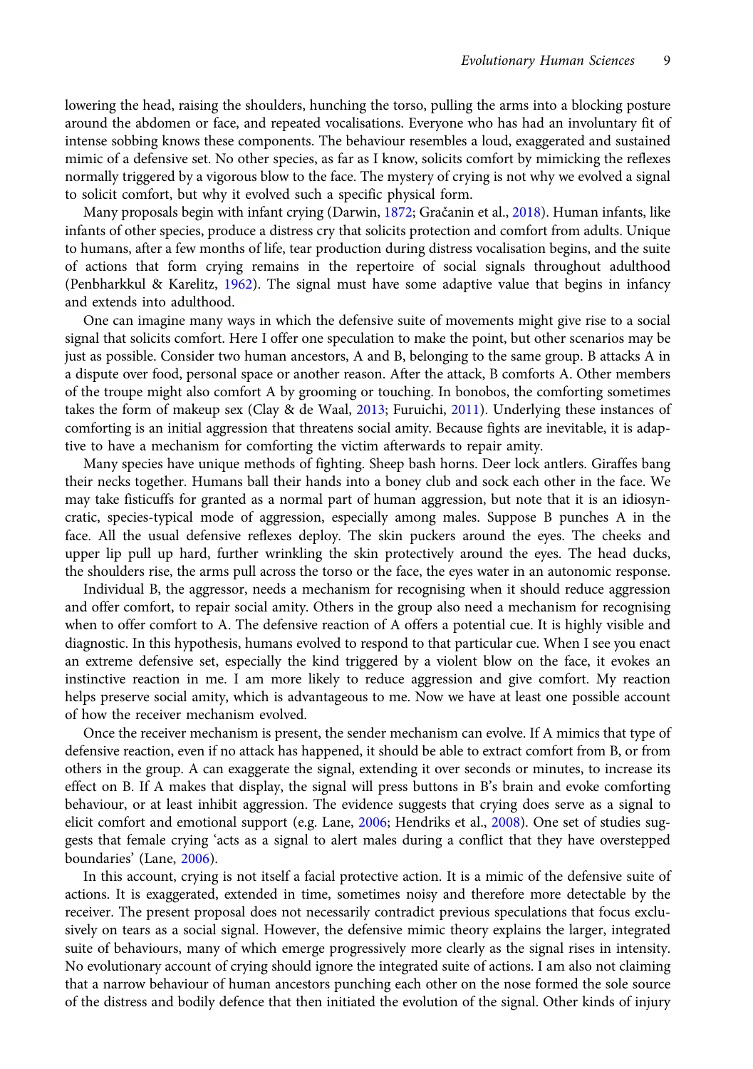lowering the head, raising the shoulders, hunching the torso, pulling the arms into a blocking posture around the abdomen or face, and repeated vocalisations. Everyone who has had an involuntary fit of intense sobbing knows these components. The behaviour resembles a loud, exaggerated and sustained mimic of a defensive set. No other species, as far as I know, solicits comfort by mimicking the reflexes normally triggered by a vigorous blow to the face. The mystery of crying is not why we evolved a signal to solicit comfort, but why it evolved such a specific physical form.

Many proposals begin with infant crying (Darwin, 1872; Gračanin et al., 2018). Human infants, like infants of other species, produce a distress cry that solicits protection and comfort from adults. Unique to humans, after a few months of life, tear production during distress vocalisation begins, and the suite of actions that form crying remains in the repertoire of social signals throughout adulthood (Penbharkkul & Karelitz, 1962). The signal must have some adaptive value that begins in infancy and extends into adulthood.

One can imagine many ways in which the defensive suite of movements might give rise to a social signal that solicits comfort. Here I offer one speculation to make the point, but other scenarios may be just as possible. Consider two human ancestors, A and B, belonging to the same group. B attacks A in a dispute over food, personal space or another reason. After the attack, B comforts A. Other members of the troupe might also comfort A by grooming or touching. In bonobos, the comforting sometimes takes the form of makeup sex (Clay & de Waal, 2013; Furuichi, 2011). Underlying these instances of comforting is an initial aggression that threatens social amity. Because fights are inevitable, it is adaptive to have a mechanism for comforting the victim afterwards to repair amity.

Many species have unique methods of fighting. Sheep bash horns. Deer lock antlers. Giraffes bang their necks together. Humans ball their hands into a boney club and sock each other in the face. We may take fisticuffs for granted as a normal part of human aggression, but note that it is an idiosyncratic, species-typical mode of aggression, especially among males. Suppose B punches A in the face. All the usual defensive reflexes deploy. The skin puckers around the eyes. The cheeks and upper lip pull up hard, further wrinkling the skin protectively around the eyes. The head ducks, the shoulders rise, the arms pull across the torso or the face, the eyes water in an autonomic response.

Individual B, the aggressor, needs a mechanism for recognising when it should reduce aggression and offer comfort, to repair social amity. Others in the group also need a mechanism for recognising when to offer comfort to A. The defensive reaction of A offers a potential cue. It is highly visible and diagnostic. In this hypothesis, humans evolved to respond to that particular cue. When I see you enact an extreme defensive set, especially the kind triggered by a violent blow on the face, it evokes an instinctive reaction in me. I am more likely to reduce aggression and give comfort. My reaction helps preserve social amity, which is advantageous to me. Now we have at least one possible account of how the receiver mechanism evolved.

Once the receiver mechanism is present, the sender mechanism can evolve. If A mimics that type of defensive reaction, even if no attack has happened, it should be able to extract comfort from B, or from others in the group. A can exaggerate the signal, extending it over seconds or minutes, to increase its effect on B. If A makes that display, the signal will press buttons in B's brain and evoke comforting behaviour, or at least inhibit aggression. The evidence suggests that crying does serve as a signal to elicit comfort and emotional support (e.g. Lane, 2006; Hendriks et al., 2008). One set of studies suggests that female crying 'acts as a signal to alert males during a conflict that they have overstepped boundaries' (Lane, 2006).

In this account, crying is not itself a facial protective action. It is a mimic of the defensive suite of actions. It is exaggerated, extended in time, sometimes noisy and therefore more detectable by the receiver. The present proposal does not necessarily contradict previous speculations that focus exclusively on tears as a social signal. However, the defensive mimic theory explains the larger, integrated suite of behaviours, many of which emerge progressively more clearly as the signal rises in intensity. No evolutionary account of crying should ignore the integrated suite of actions. I am also not claiming that a narrow behaviour of human ancestors punching each other on the nose formed the sole source of the distress and bodily defence that then initiated the evolution of the signal. Other kinds of injury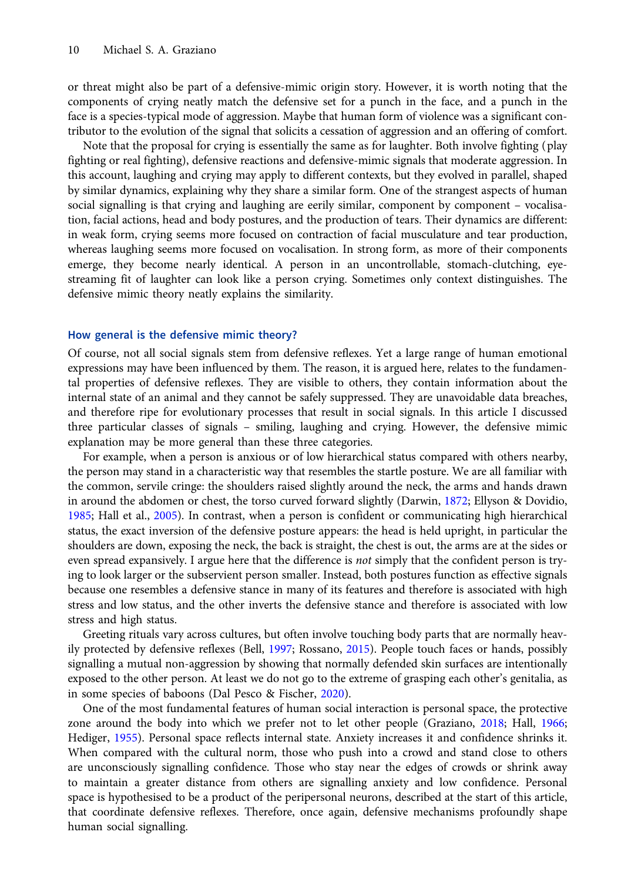or threat might also be part of a defensive-mimic origin story. However, it is worth noting that the components of crying neatly match the defensive set for a punch in the face, and a punch in the face is a species-typical mode of aggression. Maybe that human form of violence was a significant contributor to the evolution of the signal that solicits a cessation of aggression and an offering of comfort.

Note that the proposal for crying is essentially the same as for laughter. Both involve fighting (play fighting or real fighting), defensive reactions and defensive-mimic signals that moderate aggression. In this account, laughing and crying may apply to different contexts, but they evolved in parallel, shaped by similar dynamics, explaining why they share a similar form. One of the strangest aspects of human social signalling is that crying and laughing are eerily similar, component by component – vocalisation, facial actions, head and body postures, and the production of tears. Their dynamics are different: in weak form, crying seems more focused on contraction of facial musculature and tear production, whereas laughing seems more focused on vocalisation. In strong form, as more of their components emerge, they become nearly identical. A person in an uncontrollable, stomach-clutching, eye-streaming fit of laughter can look like a person crying. Sometimes only context distinguishes. The defensive mimic theory neatly explains the similarity.

## How general is the defensive mimic theory?

Of course, not all social signals stem from defensive reflexes. Yet a large range of human emotional expressions may have been influenced by them. The reason, it is argued here, relates to the fundamental properties of defensive reflexes. They are visible to others, they contain information about the internal state of an animal and they cannot be safely suppressed. They are unavoidable data breaches, and therefore ripe for evolutionary processes that result in social signals. In this article I discussed three particular classes of signals – smiling, laughing and crying. However, the defensive mimic explanation may be more general than these three categories.

For example, when a person is anxious or of low hierarchical status compared with others nearby, the person may stand in a characteristic way that resembles the startle posture. We are all familiar with the common, servile cringe: the shoulders raised slightly around the neck, the arms and hands drawn in around the abdomen or chest, the torso curved forward slightly (Darwin, 1872; Ellyson & Dovidio, 1985; Hall et al., 2005). In contrast, when a person is confident or communicating high hierarchical status, the exact inversion of the defensive posture appears: the head is held upright, in particular the shoulders are down, exposing the neck, the back is straight, the chest is out, the arms are at the sides or even spread expansively. I argue here that the difference is *not* simply that the confident person is trying to look larger or the subservient person smaller. Instead, both postures function as effective signals because one resembles a defensive stance in many of its features and therefore is associated with high stress and low status, and the other inverts the defensive stance and therefore is associated with low stress and high status.

Greeting rituals vary across cultures, but often involve touching body parts that are normally heavily protected by defensive reflexes (Bell, 1997; Rossano, 2015). People touch faces or hands, possibly signalling a mutual non-aggression by showing that normally defended skin surfaces are intentionally exposed to the other person. At least we do not go to the extreme of grasping each other's genitalia, as in some species of baboons (Dal Pesco & Fischer, 2020).

One of the most fundamental features of human social interaction is personal space, the protective zone around the body into which we prefer not to let other people (Graziano, 2018; Hall, 1966; Hediger, 1955). Personal space reflects internal state. Anxiety increases it and confidence shrinks it. When compared with the cultural norm, those who push into a crowd and stand close to others are unconsciously signalling confidence. Those who stay near the edges of crowds or shrink away to maintain a greater distance from others are signalling anxiety and low confidence. Personal space is hypothesised to be a product of the peripersonal neurons, described at the start of this article, that coordinate defensive reflexes. Therefore, once again, defensive mechanisms profoundly shape human social signalling.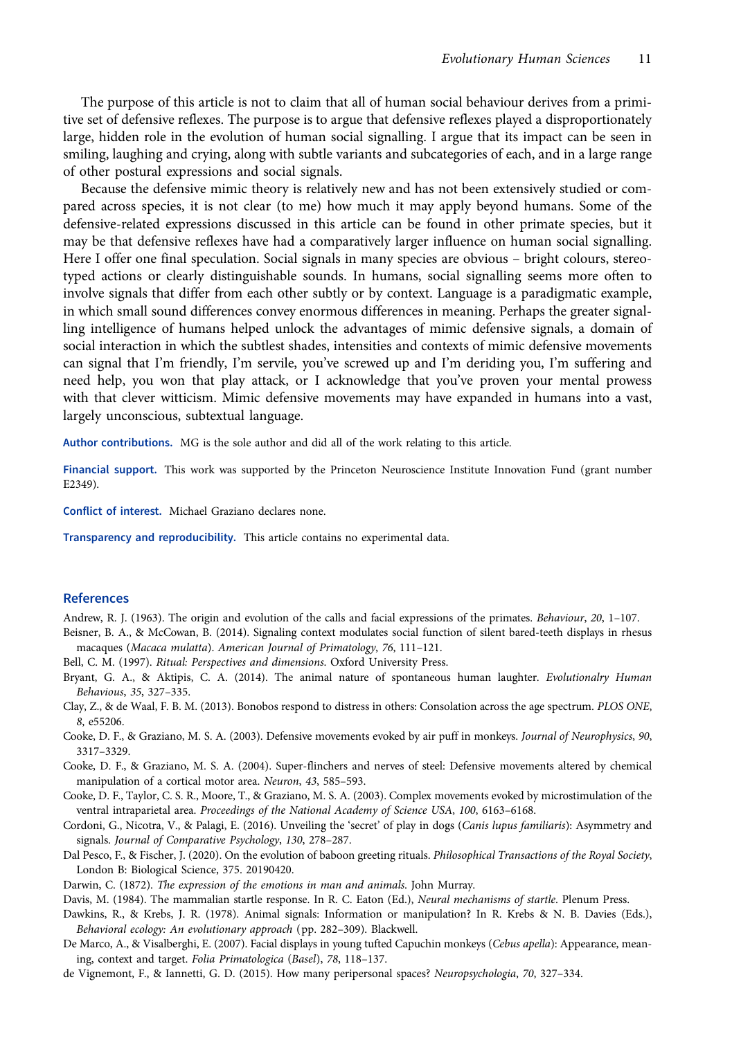The purpose of this article is not to claim that all of human social behaviour derives from a primitive set of defensive reflexes. The purpose is to argue that defensive reflexes played a disproportionately large, hidden role in the evolution of human social signalling. I argue that its impact can be seen in smiling, laughing and crying, along with subtle variants and subcategories of each, and in a large range of other postural expressions and social signals.

Because the defensive mimic theory is relatively new and has not been extensively studied or compared across species, it is not clear (to me) how much it may apply beyond humans. Some of the defensive-related expressions discussed in this article can be found in other primate species, but it may be that defensive reflexes have had a comparatively larger influence on human social signalling. Here I offer one final speculation. Social signals in many species are obvious – bright colours, stereotyped actions or clearly distinguishable sounds. In humans, social signalling seems more often to involve signals that differ from each other subtly or by context. Language is a paradigmatic example, in which small sound differences convey enormous differences in meaning. Perhaps the greater signalling intelligence of humans helped unlock the advantages of mimic defensive signals, a domain of social interaction in which the subtlest shades, intensities and contexts of mimic defensive movements can signal that I'm friendly, I'm servile, you've screwed up and I'm deriding you, I'm suffering and need help, you won that play attack, or I acknowledge that you've proven your mental prowess with that clever witticism. Mimic defensive movements may have expanded in humans into a vast, largely unconscious, subtextual language.

**Author contributions.** MG is the sole author and did all of the work relating to this article.

**Financial support.** This work was supported by the Princeton Neuroscience Institute Innovation Fund (grant number E2349).

**Conflict of interest.** Michael Graziano declares none.

**Transparency and reproducibility.** This article contains no experimental data.

## References

Andrew, R. J. (1963). The origin and evolution of the calls and facial expressions of the primates. *Behaviour*, *20*, 1–107.

Beisner, B. A., & McCowan, B. (2014). Signaling context modulates social function of silent bared-teeth displays in rhesus macaques (*Macaca mulatta*). *American Journal of Primatology*, *76*, 111–121.

Bell, C. M. (1997). *Ritual: Perspectives and dimensions.* Oxford University Press.

Bryant, G. A., & Aktipis, C. A. (2014). The animal nature of spontaneous human laughter. *Evolutionalry Human Behavious*, *35*, 327–335.

Clay, Z., & de Waal, F. B. M. (2013). Bonobos respond to distress in others: Consolation across the age spectrum. *PLOS ONE*, *8*, e55206.

Cooke, D. F., & Graziano, M. S. A. (2003). Defensive movements evoked by air puff in monkeys. *Journal of Neurophysics*, *90*, 3317–3329.

Cooke, D. F., & Graziano, M. S. A. (2004). Super-flinchers and nerves of steel: Defensive movements altered by chemical manipulation of a cortical motor area. *Neuron*, *43*, 585–593.

Cooke, D. F., Taylor, C. S. R., Moore, T., & Graziano, M. S. A. (2003). Complex movements evoked by microstimulation of the ventral intraparietal area. *Proceedings of the National Academy of Science USA*, *100*, 6163–6168.

Cordoni, G., Nicotra, V., & Palagi, E. (2016). Unveiling the 'secret' of play in dogs (*Canis lupus familiaris*): Asymmetry and signals. *Journal of Comparative Psychology*, *130*, 278–287.

Dal Pesco, F., & Fischer, J. (2020). On the evolution of baboon greeting rituals. *Philosophical Transactions of the Royal Society*, London B: Biological Science, 375. 20190420.

Darwin, C. (1872). *The expression of the emotions in man and animals.* John Murray.

Davis, M. (1984). The mammalian startle response. In R. C. Eaton (Ed.), *Neural mechanisms of startle.* Plenum Press.

Dawkins, R., & Krebs, J. R. (1978). Animal signals: Information or manipulation? In R. Krebs & N. B. Davies (Eds.), *Behavioral ecology: An evolutionary approach* (pp. 282–309). Blackwell.

De Marco, A., & Visalberghi, E. (2007). Facial displays in young tufted Capuchin monkeys (*Cebus apella*): Appearance, meaning, context and target. *Folia Primatologica* (*Basel*), *78*, 118–137.

de Vignemont, F., & Iannetti, G. D. (2015). How many peripersonal spaces? *Neuropsychologia*, *70*, 327–334.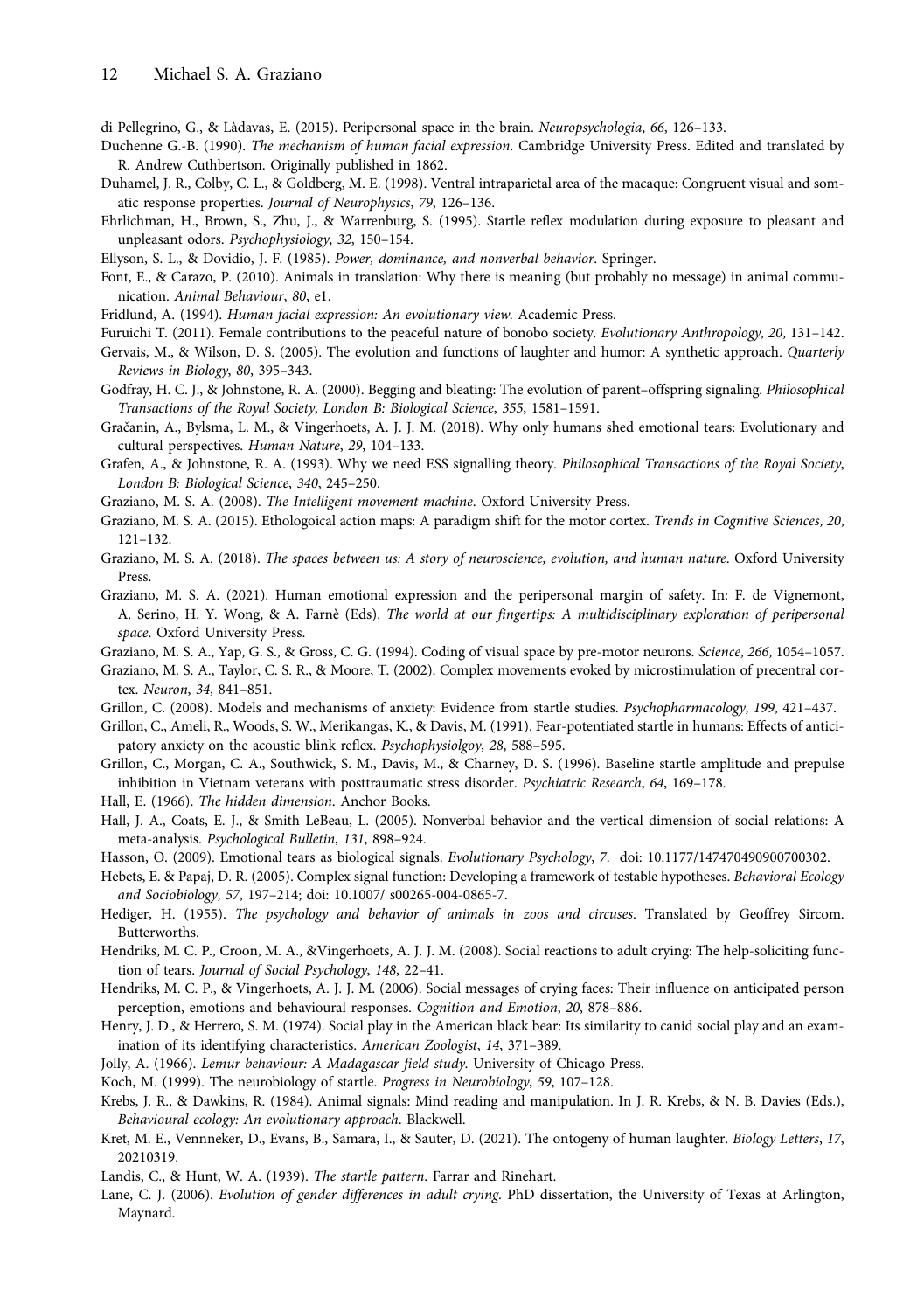di Pellegrino, G., & Làdavas, E. (2015). Peripersonal space in the brain. *Neuropsychologia*, *66*, 126–133.

Duchenne G.-B. (1990). *The mechanism of human facial expression*. Cambridge University Press. Edited and translated by R. Andrew Cuthbertson. Originally published in 1862.

Duhamel, J. R., Colby, C. L., & Goldberg, M. E. (1998). Ventral intraparietal area of the macaque: Congruent visual and somatic response properties. *Journal of Neurophysics*, *79*, 126–136.

Ehrlichman, H., Brown, S., Zhu, J., & Warrenburg, S. (1995). Startle reflex modulation during exposure to pleasant and unpleasant odors. *Psychophysiology*, *32*, 150–154.

Ellyson, S. L., & Dovidio, J. F. (1985). *Power, dominance, and nonverbal behavior*. Springer.

Font, E., & Carazo, P. (2010). Animals in translation: Why there is meaning (but probably no message) in animal communication. *Animal Behaviour*, *80*, e1.

Fridlund, A. (1994). *Human facial expression: An evolutionary view*. Academic Press.

Furuichi T. (2011). Female contributions to the peaceful nature of bonobo society. *Evolutionary Anthropology*, *20*, 131–142.

Gervais, M., & Wilson, D. S. (2005). The evolution and functions of laughter and humor: A synthetic approach. *Quarterly Reviews in Biology*, *80*, 395–343.

Godfray, H. C. J., & Johnstone, R. A. (2000). Begging and bleating: The evolution of parent–offspring signaling. *Philosophical Transactions of the Royal Society, London B: Biological Science*, *355*, 1581–1591.

Gračanin, A., Bylsma, L. M., & Vingerhoets, A. J. J. M. (2018). Why only humans shed emotional tears: Evolutionary and cultural perspectives. *Human Nature*, *29*, 104–133.

Grafen, A., & Johnstone, R. A. (1993). Why we need ESS signalling theory. *Philosophical Transactions of the Royal Society, London B: Biological Science*, *340*, 245–250.

Graziano, M. S. A. (2008). *The Intelligent movement machine*. Oxford University Press.

Graziano, M. S. A. (2015). Ethologoical action maps: A paradigm shift for the motor cortex. *Trends in Cognitive Sciences*, *20*, 121–132.

Graziano, M. S. A. (2018). *The spaces between us: A story of neuroscience, evolution, and human nature*. Oxford University Press.

Graziano, M. S. A. (2021). Human emotional expression and the peripersonal margin of safety. In: F. de Vignemont, A. Serino, H. Y. Wong, & A. Farnè (Eds). *The world at our fingertips: A multidisciplinary exploration of peripersonal space*. Oxford University Press.

Graziano, M. S. A., Yap, G. S., & Gross, C. G. (1994). Coding of visual space by pre-motor neurons. *Science*, *266*, 1054–1057.

Graziano, M. S. A., Taylor, C. S. R., & Moore, T. (2002). Complex movements evoked by microstimulation of precentral cortex. *Neuron*, *34*, 841–851.

Grillon, C. (2008). Models and mechanisms of anxiety: Evidence from startle studies. *Psychopharmacology*, *199*, 421–437.

Grillon, C., Ameli, R., Woods, S. W., Merikangas, K., & Davis, M. (1991). Fear-potentiated startle in humans: Effects of anticipatory anxiety on the acoustic blink reflex. *Psychophysiolgoy*, *28*, 588–595.

Grillon, C., Morgan, C. A., Southwick, S. M., Davis, M., & Charney, D. S. (1996). Baseline startle amplitude and prepulse inhibition in Vietnam veterans with posttraumatic stress disorder. *Psychiatric Research*, *64*, 169–178.

Hall, E. (1966). *The hidden dimension*. Anchor Books.

Hall, J. A., Coats, E. J., & Smith LeBeau, L. (2005). Nonverbal behavior and the vertical dimension of social relations: A meta-analysis. *Psychological Bulletin*, *131*, 898–924.

Hasson, O. (2009). Emotional tears as biological signals. *Evolutionary Psychology*, *7*. doi: 10.1177/147470490900700302.

Hebets, E. & Papaj, D. R. (2005). Complex signal function: Developing a framework of testable hypotheses. *Behavioral Ecology and Sociobiology*, *57*, 197–214; doi: 10.1007/ s00265-004-0865-7.

Hediger, H. (1955). *The psychology and behavior of animals in zoos and circuses*. Translated by Geoffrey Sircom. Butterworths.

Hendriks, M. C. P., Croon, M. A., &Vingerhoets, A. J. J. M. (2008). Social reactions to adult crying: The help-soliciting function of tears. *Journal of Social Psychology*, *148*, 22–41.

Hendriks, M. C. P., & Vingerhoets, A. J. J. M. (2006). Social messages of crying faces: Their influence on anticipated person perception, emotions and behavioural responses. *Cognition and Emotion*, *20*, 878–886.

Henry, J. D., & Herrero, S. M. (1974). Social play in the American black bear: Its similarity to canid social play and an examination of its identifying characteristics. *American Zoologist*, *14*, 371–389.

Jolly, A. (1966). *Lemur behaviour: A Madagascar field study*. University of Chicago Press.

Koch, M. (1999). The neurobiology of startle. *Progress in Neurobiology*, *59*, 107–128.

Krebs, J. R., & Dawkins, R. (1984). Animal signals: Mind reading and manipulation. In J. R. Krebs, & N. B. Davies (Eds.), *Behavioural ecology: An evolutionary approach*. Blackwell.

Kret, M. E., Vennneker, D., Evans, B., Samara, I., & Sauter, D. (2021). The ontogeny of human laughter. *Biology Letters*, *17*, 20210319.

Landis, C., & Hunt, W. A. (1939). *The startle pattern*. Farrar and Rinehart.

Lane, C. J. (2006). *Evolution of gender differences in adult crying*. PhD dissertation, the University of Texas at Arlington, Maynard.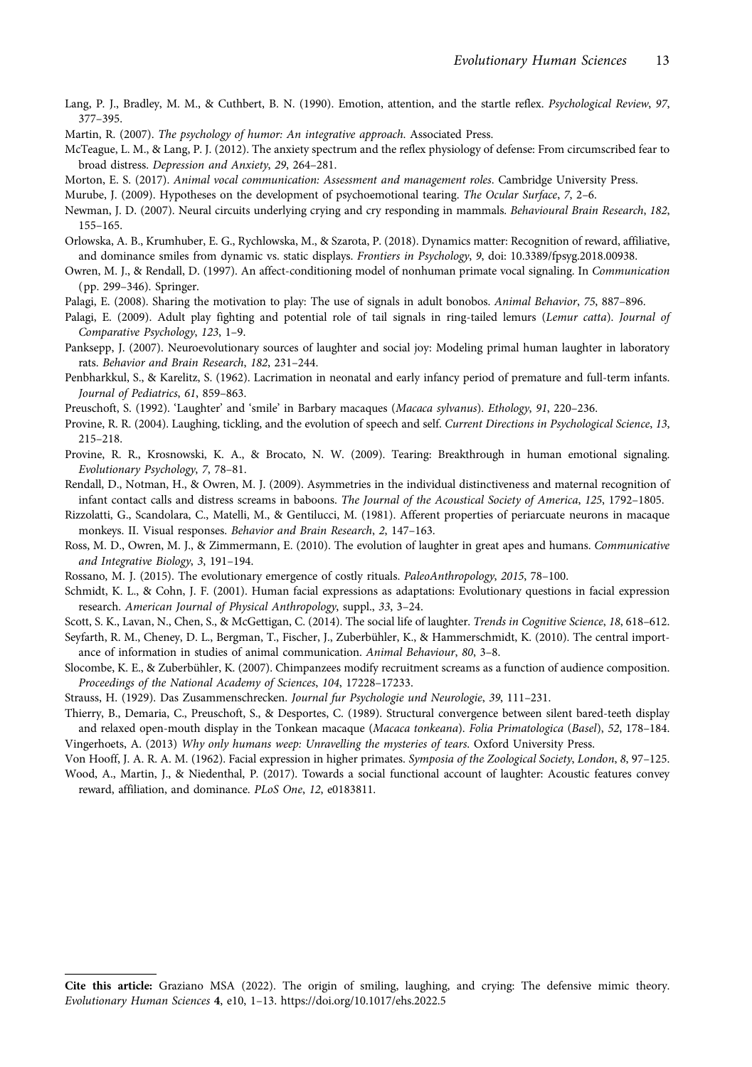Lang, P. J., Bradley, M. M., & Cuthbert, B. N. (1990). Emotion, attention, and the startle reflex. *Psychological Review*, *97*, 377–395.

Martin, R. (2007). *The psychology of humor: An integrative approach*. Associated Press.

McTeague, L. M., & Lang, P. J. (2012). The anxiety spectrum and the reflex physiology of defense: From circumscribed fear to broad distress. *Depression and Anxiety*, *29*, 264–281.

Morton, E. S. (2017). *Animal vocal communication: Assessment and management roles*. Cambridge University Press.

Murube, J. (2009). Hypotheses on the development of psychoemotional tearing. *The Ocular Surface*, *7*, 2–6.

Newman, J. D. (2007). Neural circuits underlying crying and cry responding in mammals. *Behavioural Brain Research*, *182*, 155–165.

Orlowska, A. B., Krumhuber, E. G., Rychlowska, M., & Szarota, P. (2018). Dynamics matter: Recognition of reward, affiliative, and dominance smiles from dynamic vs. static displays. *Frontiers in Psychology*, *9*, doi: 10.3389/fpsyg.2018.00938.

Owren, M. J., & Rendall, D. (1997). An affect-conditioning model of nonhuman primate vocal signaling. In *Communication* (pp. 299–346). Springer.

Palagi, E. (2008). Sharing the motivation to play: The use of signals in adult bonobos. *Animal Behavior*, *75*, 887–896.

Palagi, E. (2009). Adult play fighting and potential role of tail signals in ring-tailed lemurs (*Lemur catta*). *Journal of Comparative Psychology*, *123*, 1–9.

Panksepp, J. (2007). Neuroevolutionary sources of laughter and social joy: Modeling primal human laughter in laboratory rats. *Behavior and Brain Research*, *182*, 231–244.

Penbharkkul, S., & Karelitz, S. (1962). Lacrimation in neonatal and early infancy period of premature and full-term infants. *Journal of Pediatrics*, *61*, 859–863.

Preuschoft, S. (1992). 'Laughter' and 'smile' in Barbary macaques (*Macaca sylvanus*). *Ethology*, *91*, 220–236.

Provine, R. R. (2004). Laughing, tickling, and the evolution of speech and self. *Current Directions in Psychological Science*, *13*, 215–218.

Provine, R. R., Krosnowski, K. A., & Brocato, N. W. (2009). Tearing: Breakthrough in human emotional signaling. *Evolutionary Psychology*, *7*, 78–81.

Rendall, D., Notman, H., & Owren, M. J. (2009). Asymmetries in the individual distinctiveness and maternal recognition of infant contact calls and distress screams in baboons. *The Journal of the Acoustical Society of America*, *125*, 1792–1805.

Rizzolatti, G., Scandolara, C., Matelli, M., & Gentilucci, M. (1981). Afferent properties of periarcuate neurons in macaque monkeys. II. Visual responses. *Behavior and Brain Research*, *2*, 147–163.

Ross, M. D., Owren, M. J., & Zimmermann, E. (2010). The evolution of laughter in great apes and humans. *Communicative and Integrative Biology*, *3*, 191–194.

Rossano, M. J. (2015). The evolutionary emergence of costly rituals. *PaleoAnthropology*, *2015*, 78–100.

Schmidt, K. L., & Cohn, J. F. (2001). Human facial expressions as adaptations: Evolutionary questions in facial expression research. *American Journal of Physical Anthropology*, suppl., *33*, 3–24.

Scott, S. K., Lavan, N., Chen, S., & McGettigan, C. (2014). The social life of laughter. *Trends in Cognitive Science*, *18*, 618–612.

Seyfarth, R. M., Cheney, D. L., Bergman, T., Fischer, J., Zuberbühler, K., & Hammerschmidt, K. (2010). The central importance of information in studies of animal communication. *Animal Behaviour*, *80*, 3–8.

Slocombe, K. E., & Zuberbühler, K. (2007). Chimpanzees modify recruitment screams as a function of audience composition. *Proceedings of the National Academy of Sciences*, *104*, 17228–17233.

Strauss, H. (1929). Das Zusammenschrecken. *Journal fur Psychologie und Neurologie*, *39*, 111–231.

Thierry, B., Demaria, C., Preuschoft, S., & Desportes, C. (1989). Structural convergence between silent bared-teeth display and relaxed open-mouth display in the Tonkean macaque (*Macaca tonkeana*). *Folia Primatologica* (*Basel*), *52*, 178–184.

Vingerhoets, A. (2013) *Why only humans weep: Unravelling the mysteries of tears*. Oxford University Press.

Von Hooff, J. A. R. A. M. (1962). Facial expression in higher primates. *Symposia of the Zoological Society*, *London*, *8*, 97–125.

Wood, A., Martin, J., & Niedenthal, P. (2017). Towards a social functional account of laughter: Acoustic features convey reward, affiliation, and dominance. *PLoS One*, *12*, e0183811.

**Cite this article:** Graziano MSA (2022). The origin of smiling, laughing, and crying: The defensive mimic theory. *Evolutionary Human Sciences* **4**, e10, 1–13. https://doi.org/10.1017/ehs.2022.5